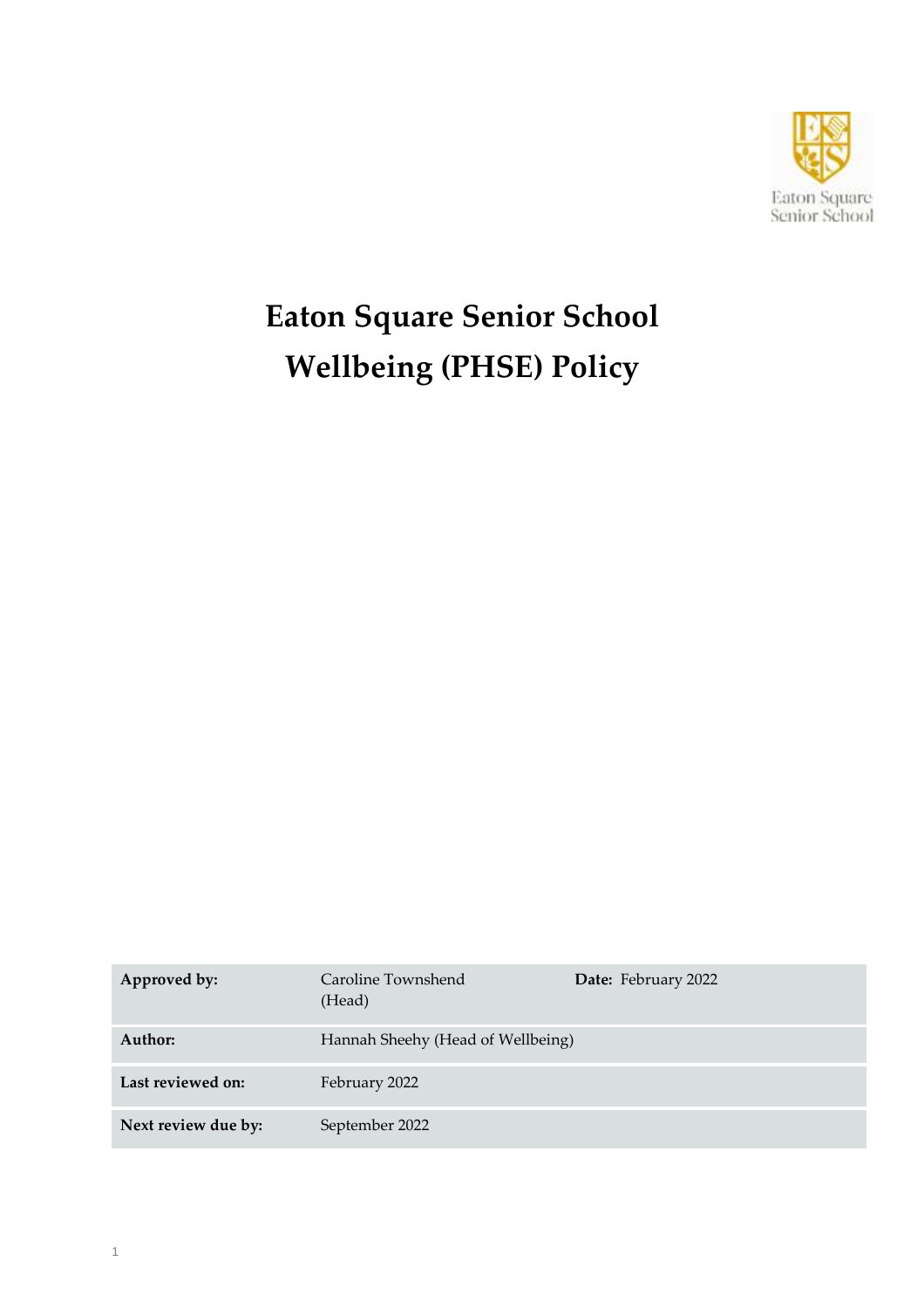Eaton Square Senior School

# Eaton Square Senior School
# Wellbeing (PHSE) Policy

| | | | |
|---|---|---|---|
| **Approved by:** | Caroline Townshend (Head) | **Date:** February 2022 | |
| **Author:** | Hannah Sheehy (Head of Wellbeing) | | |
| **Last reviewed on:** | February 2022 | | |
| **Next review due by:** | September 2022 | | |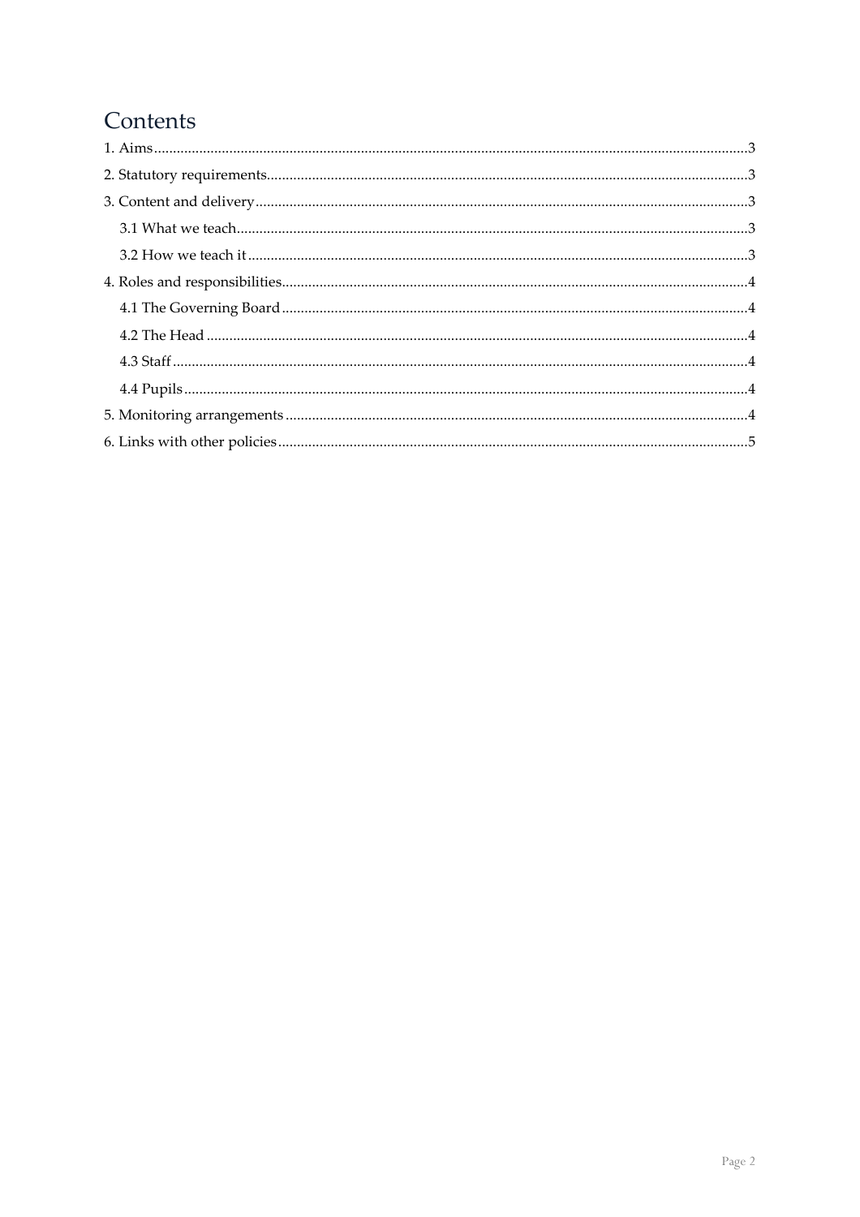# Contents

1. Aims ........................................................................................................................................................3
2. Statutory requirements..........................................................................................................................3
3. Content and delivery..............................................................................................................................3
   - 3.1 What we teach...................................................................................................................................3
   - 3.2 How we teach it................................................................................................................................3
4. Roles and responsibilities......................................................................................................................4
   - 4.1 The Governing Board.......................................................................................................................4
   - 4.2 The Head...........................................................................................................................................4
   - 4.3 Staff....................................................................................................................................................4
   - 4.4 Pupils.................................................................................................................................................4
5. Monitoring arrangements......................................................................................................................4
6. Links with other policies........................................................................................................................5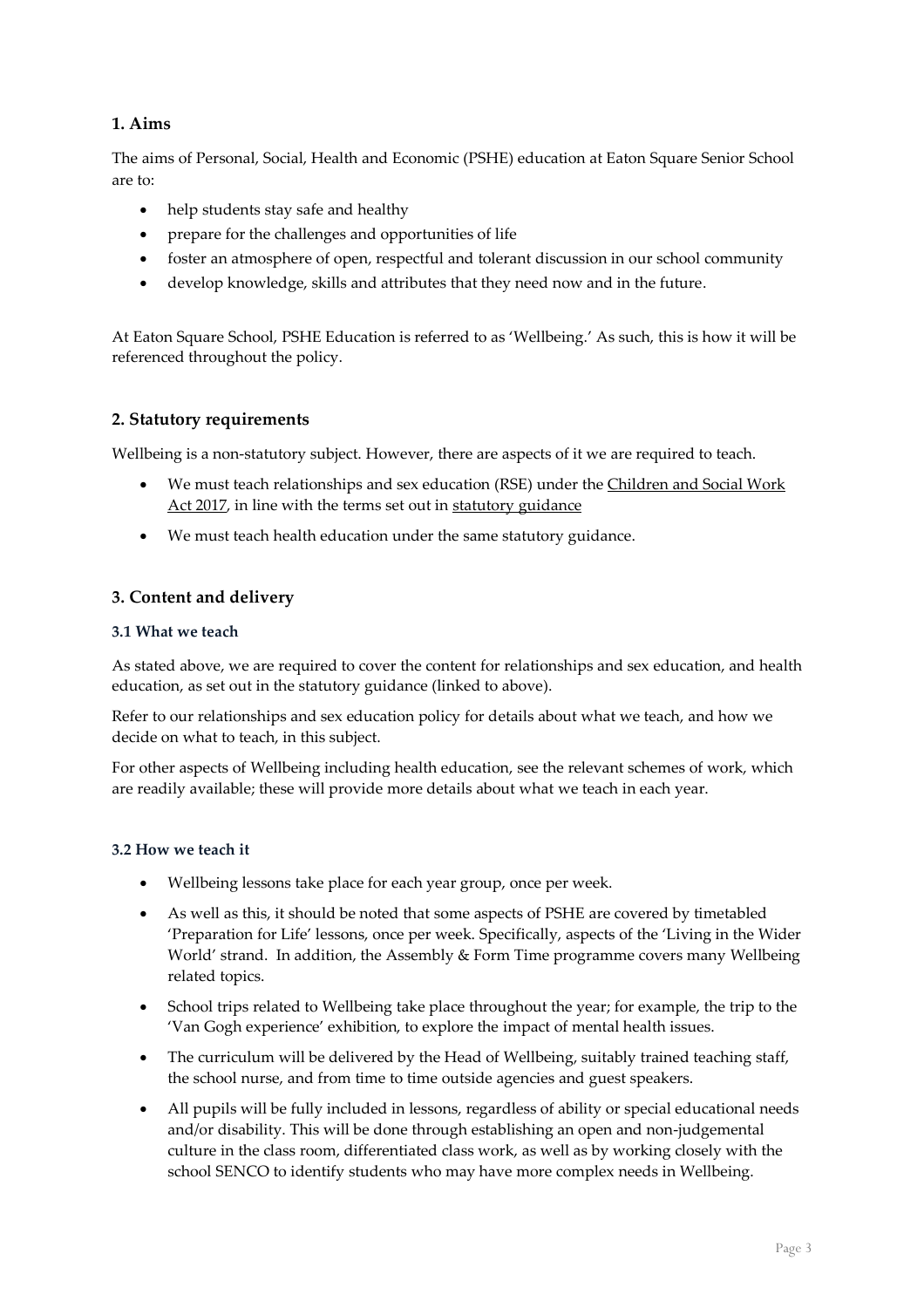## 1. Aims

The aims of Personal, Social, Health and Economic (PSHE) education at Eaton Square Senior School are to:

- help students stay safe and healthy
- prepare for the challenges and opportunities of life
- foster an atmosphere of open, respectful and tolerant discussion in our school community
- develop knowledge, skills and attributes that they need now and in the future.

At Eaton Square School, PSHE Education is referred to as 'Wellbeing.' As such, this is how it will be referenced throughout the policy.

## 2. Statutory requirements

Wellbeing is a non-statutory subject. However, there are aspects of it we are required to teach.

- We must teach relationships and sex education (RSE) under the Children and Social Work Act 2017, in line with the terms set out in statutory guidance
- We must teach health education under the same statutory guidance.

## 3. Content and delivery

### 3.1 What we teach

As stated above, we are required to cover the content for relationships and sex education, and health education, as set out in the statutory guidance (linked to above).

Refer to our relationships and sex education policy for details about what we teach, and how we decide on what to teach, in this subject.

For other aspects of Wellbeing including health education, see the relevant schemes of work, which are readily available; these will provide more details about what we teach in each year.

### 3.2 How we teach it

- Wellbeing lessons take place for each year group, once per week.
- As well as this, it should be noted that some aspects of PSHE are covered by timetabled 'Preparation for Life' lessons, once per week. Specifically, aspects of the 'Living in the Wider World' strand. In addition, the Assembly & Form Time programme covers many Wellbeing related topics.
- School trips related to Wellbeing take place throughout the year; for example, the trip to the 'Van Gogh experience' exhibition, to explore the impact of mental health issues.
- The curriculum will be delivered by the Head of Wellbeing, suitably trained teaching staff, the school nurse, and from time to time outside agencies and guest speakers.
- All pupils will be fully included in lessons, regardless of ability or special educational needs and/or disability. This will be done through establishing an open and non-judgemental culture in the class room, differentiated class work, as well as by working closely with the school SENCO to identify students who may have more complex needs in Wellbeing.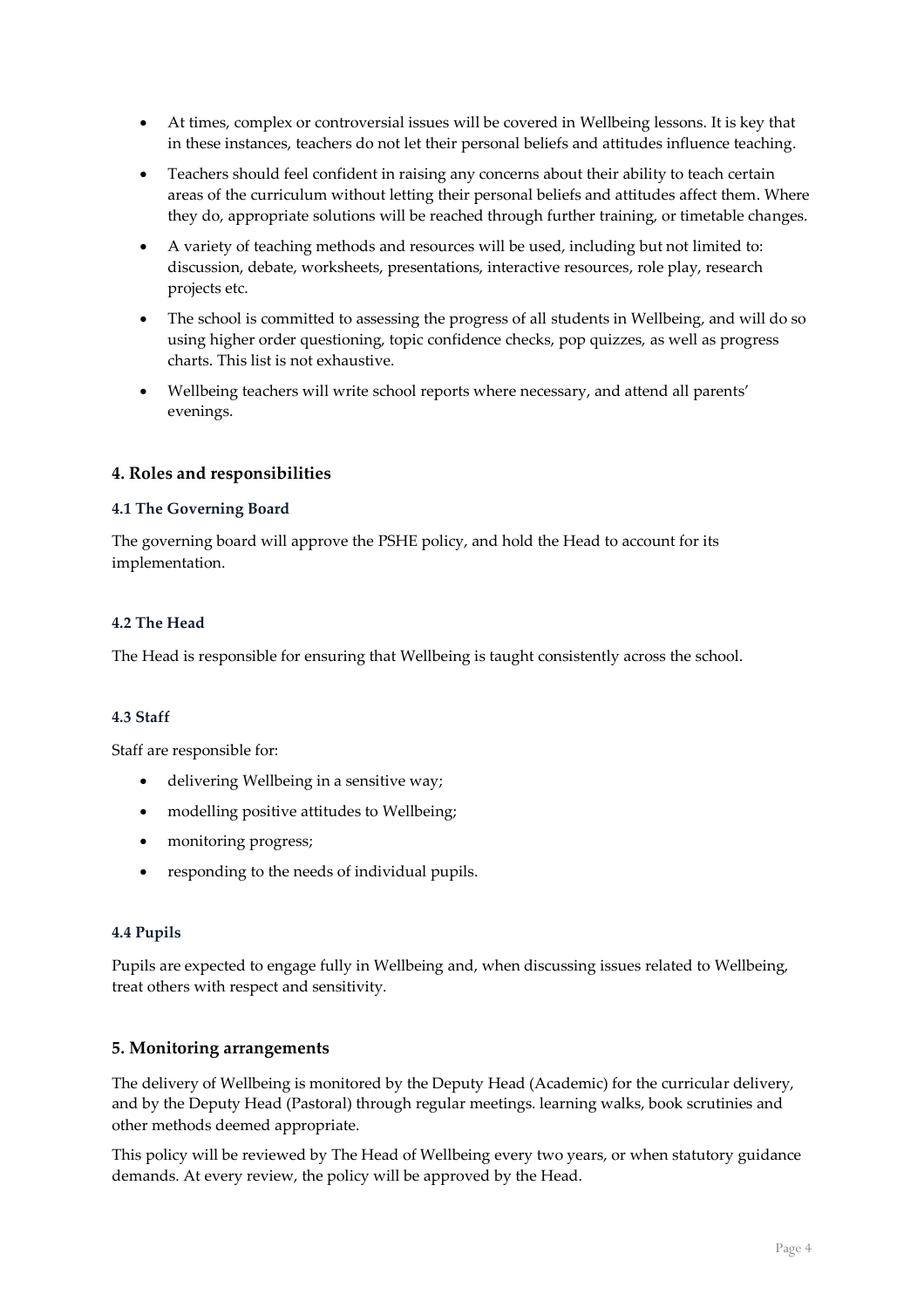- At times, complex or controversial issues will be covered in Wellbeing lessons. It is key that in these instances, teachers do not let their personal beliefs and attitudes influence teaching.
- Teachers should feel confident in raising any concerns about their ability to teach certain areas of the curriculum without letting their personal beliefs and attitudes affect them. Where they do, appropriate solutions will be reached through further training, or timetable changes.
- A variety of teaching methods and resources will be used, including but not limited to: discussion, debate, worksheets, presentations, interactive resources, role play, research projects etc.
- The school is committed to assessing the progress of all students in Wellbeing, and will do so using higher order questioning, topic confidence checks, pop quizzes, as well as progress charts. This list is not exhaustive.
- Wellbeing teachers will write school reports where necessary, and attend all parents' evenings.

## 4. Roles and responsibilities

### 4.1 The Governing Board

The governing board will approve the PSHE policy, and hold the Head to account for its implementation.

### 4.2 The Head

The Head is responsible for ensuring that Wellbeing is taught consistently across the school.

### 4.3 Staff

Staff are responsible for:

- delivering Wellbeing in a sensitive way;
- modelling positive attitudes to Wellbeing;
- monitoring progress;
- responding to the needs of individual pupils.

### 4.4 Pupils

Pupils are expected to engage fully in Wellbeing and, when discussing issues related to Wellbeing, treat others with respect and sensitivity.

## 5. Monitoring arrangements

The delivery of Wellbeing is monitored by the Deputy Head (Academic) for the curricular delivery, and by the Deputy Head (Pastoral) through regular meetings. learning walks, book scrutinies and other methods deemed appropriate.

This policy will be reviewed by The Head of Wellbeing every two years, or when statutory guidance demands. At every review, the policy will be approved by the Head.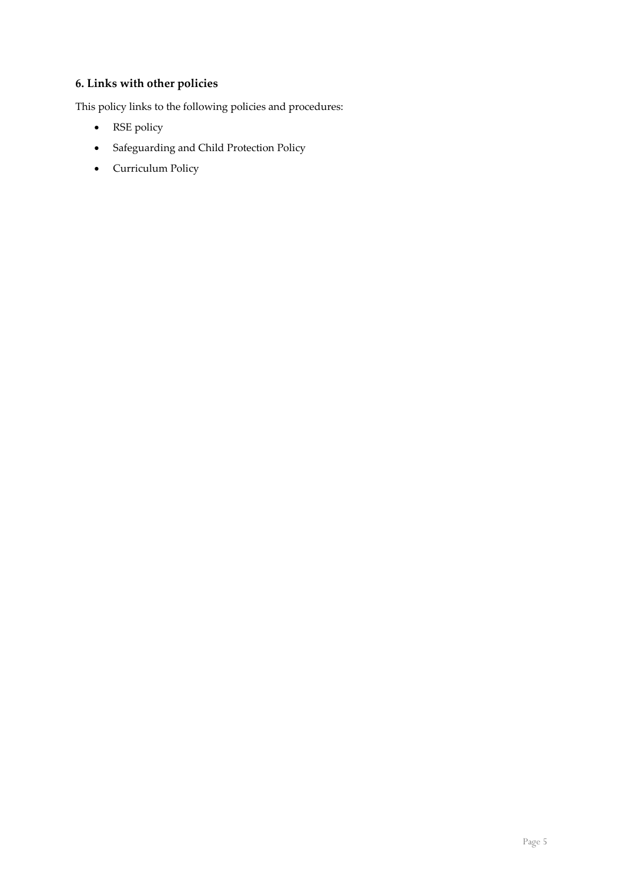## 6. Links with other policies

This policy links to the following policies and procedures:

- RSE policy
- Safeguarding and Child Protection Policy
- Curriculum Policy